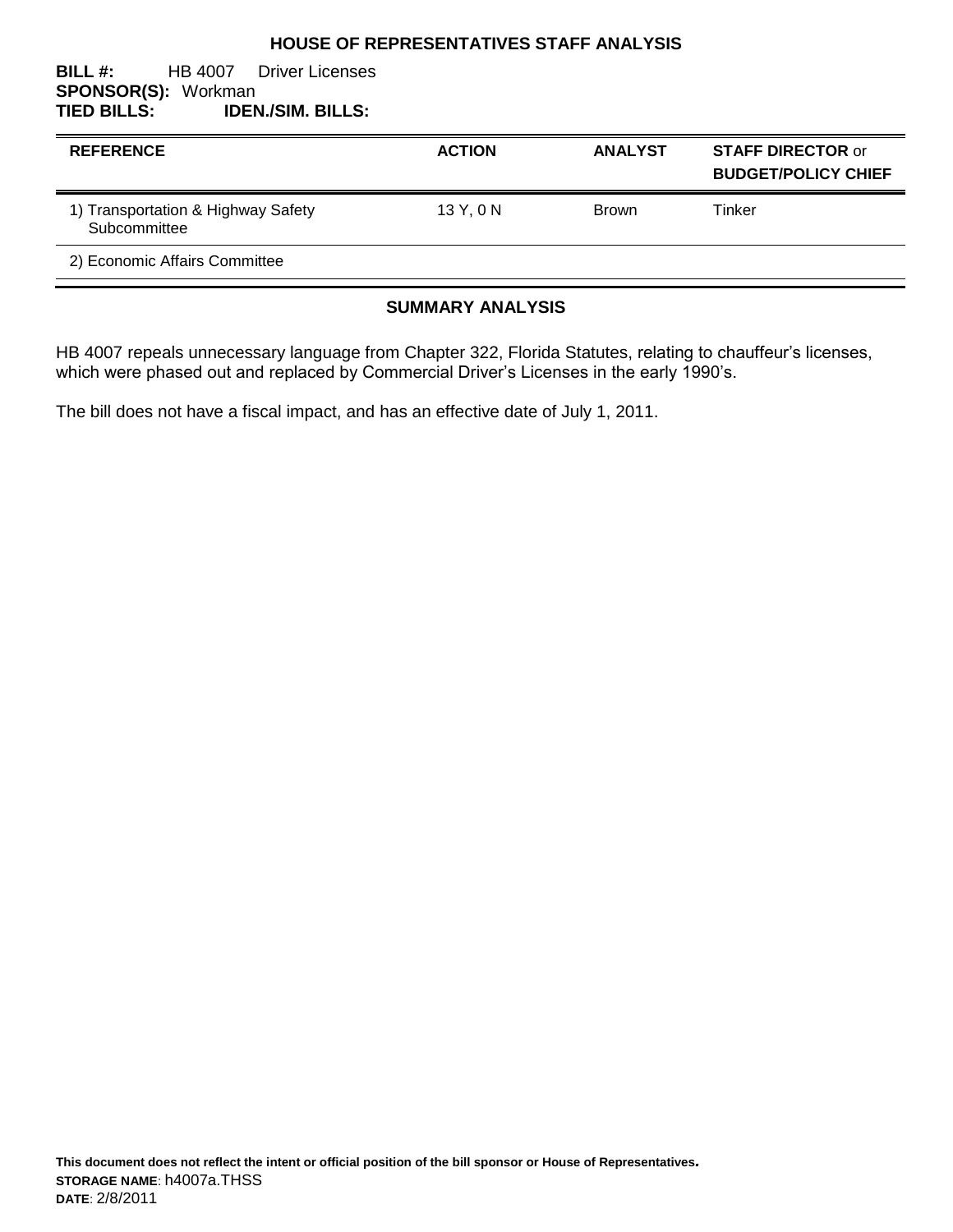# HOUSE OF REPRESENTATIVES STAFF ANALYSIS

**BILL #:** HB 4007 Driver Licenses
**SPONSOR(S):** Workman
**TIED BILLS:** **IDEN./SIM. BILLS:**

| REFERENCE | ACTION | ANALYST | STAFF DIRECTOR or BUDGET/POLICY CHIEF |
|---|---|---|---|
| 1) Transportation & Highway Safety Subcommittee | 13 Y, 0 N | Brown | Tinker |
| 2) Economic Affairs Committee | | | |

## SUMMARY ANALYSIS

HB 4007 repeals unnecessary language from Chapter 322, Florida Statutes, relating to chauffeur's licenses, which were phased out and replaced by Commercial Driver's Licenses in the early 1990's.

The bill does not have a fiscal impact, and has an effective date of July 1, 2011.

**This document does not reflect the intent or official position of the bill sponsor or House of Representatives.**
**STORAGE NAME**: h4007a.THSS
**DATE**: 2/8/2011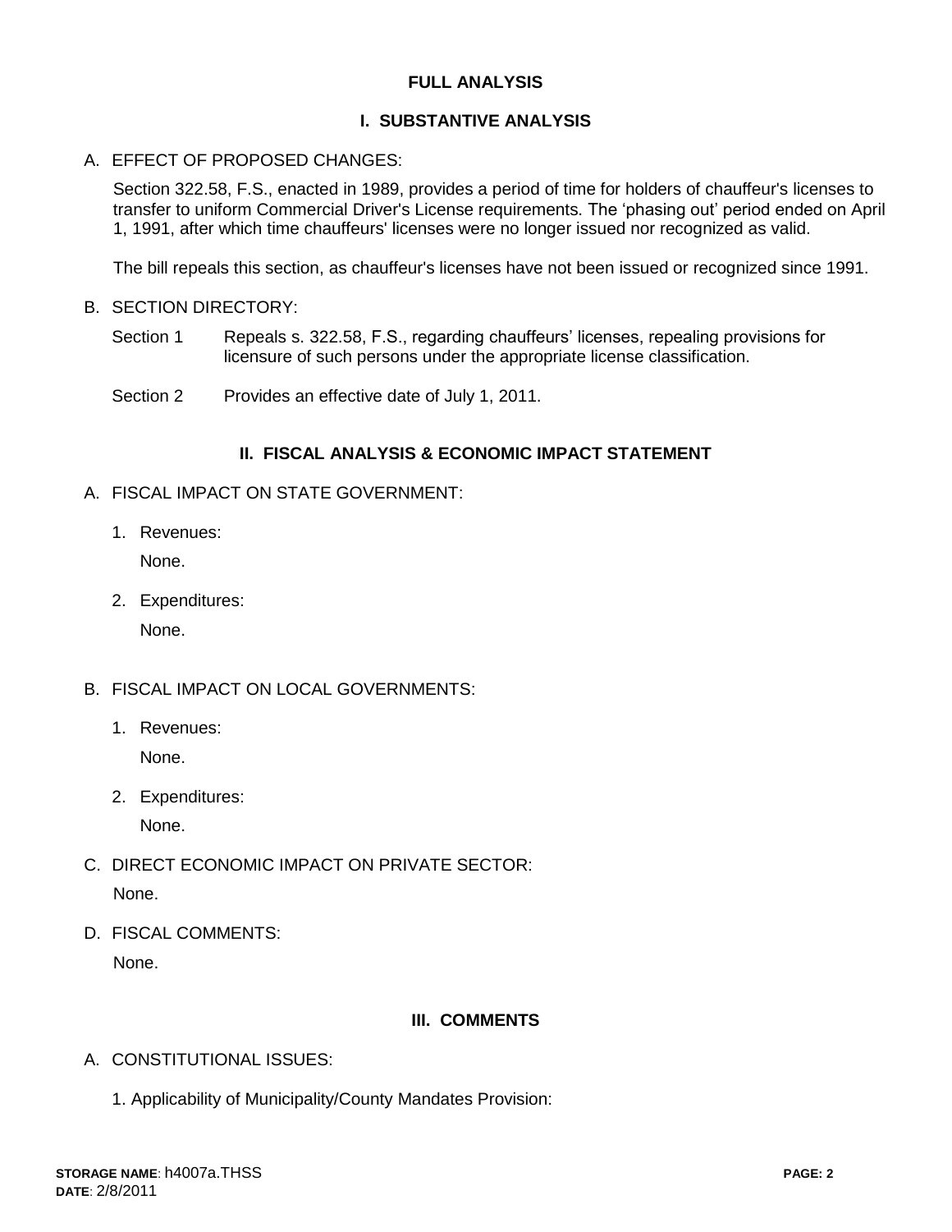# FULL ANALYSIS

## I. SUBSTANTIVE ANALYSIS

A. EFFECT OF PROPOSED CHANGES:

Section 322.58, F.S., enacted in 1989, provides a period of time for holders of chauffeur's licenses to transfer to uniform Commercial Driver's License requirements. The 'phasing out' period ended on April 1, 1991, after which time chauffeurs' licenses were no longer issued nor recognized as valid.

The bill repeals this section, as chauffeur's licenses have not been issued or recognized since 1991.

B. SECTION DIRECTORY:

Section 1 Repeals s. 322.58, F.S., regarding chauffeurs' licenses, repealing provisions for licensure of such persons under the appropriate license classification.

Section 2 Provides an effective date of July 1, 2011.

## II. FISCAL ANALYSIS & ECONOMIC IMPACT STATEMENT

A. FISCAL IMPACT ON STATE GOVERNMENT:

1. Revenues:

   None.

2. Expenditures:

   None.

B. FISCAL IMPACT ON LOCAL GOVERNMENTS:

1. Revenues:

   None.

2. Expenditures:

   None.

C. DIRECT ECONOMIC IMPACT ON PRIVATE SECTOR:

None.

D. FISCAL COMMENTS:

None.

## III. COMMENTS

A. CONSTITUTIONAL ISSUES:

1. Applicability of Municipality/County Mandates Provision: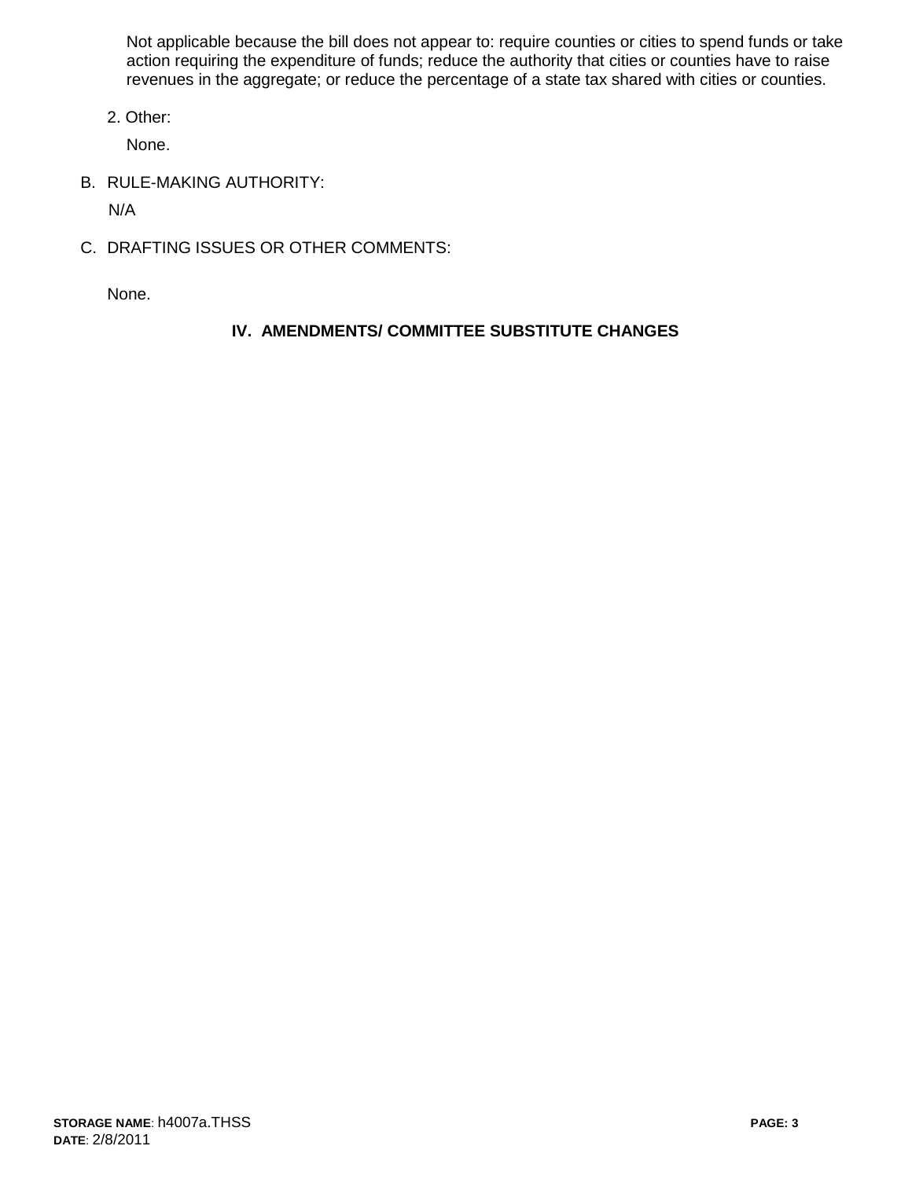Not applicable because the bill does not appear to: require counties or cities to spend funds or take action requiring the expenditure of funds; reduce the authority that cities or counties have to raise revenues in the aggregate; or reduce the percentage of a state tax shared with cities or counties.

2. Other:

None.

B. RULE-MAKING AUTHORITY:

N/A

C. DRAFTING ISSUES OR OTHER COMMENTS:

None.

## IV. AMENDMENTS/ COMMITTEE SUBSTITUTE CHANGES